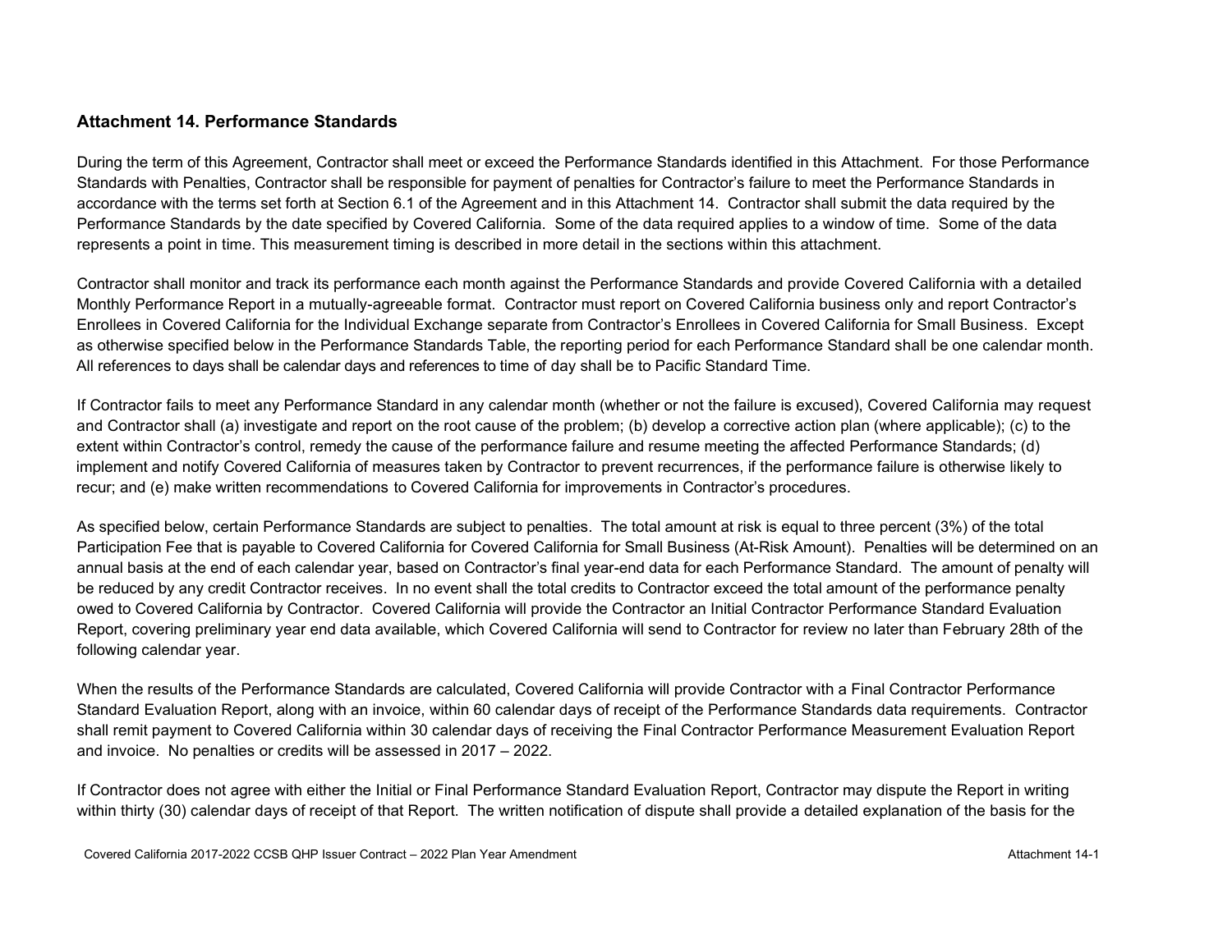## Attachment 14. Performance Standards

During the term of this Agreement, Contractor shall meet or exceed the Performance Standards identified in this Attachment. For those Performance Standards with Penalties, Contractor shall be responsible for payment of penalties for Contractor's failure to meet the Performance Standards in accordance with the terms set forth at Section 6.1 of the Agreement and in this Attachment 14. Contractor shall submit the data required by the Performance Standards by the date specified by Covered California. Some of the data required applies to a window of time. Some of the data represents a point in time. This measurement timing is described in more detail in the sections within this attachment.

Contractor shall monitor and track its performance each month against the Performance Standards and provide Covered California with a detailed Monthly Performance Report in a mutually-agreeable format. Contractor must report on Covered California business only and report Contractor's Enrollees in Covered California for the Individual Exchange separate from Contractor's Enrollees in Covered California for Small Business. Except as otherwise specified below in the Performance Standards Table, the reporting period for each Performance Standard shall be one calendar month. All references to days shall be calendar days and references to time of day shall be to Pacific Standard Time.

If Contractor fails to meet any Performance Standard in any calendar month (whether or not the failure is excused), Covered California may request and Contractor shall (a) investigate and report on the root cause of the problem; (b) develop a corrective action plan (where applicable); (c) to the extent within Contractor's control, remedy the cause of the performance failure and resume meeting the affected Performance Standards; (d) implement and notify Covered California of measures taken by Contractor to prevent recurrences, if the performance failure is otherwise likely to recur; and (e) make written recommendations to Covered California for improvements in Contractor's procedures.

As specified below, certain Performance Standards are subject to penalties. The total amount at risk is equal to three percent (3%) of the total Participation Fee that is payable to Covered California for Covered California for Small Business (At-Risk Amount). Penalties will be determined on an annual basis at the end of each calendar year, based on Contractor's final year-end data for each Performance Standard. The amount of penalty will be reduced by any credit Contractor receives. In no event shall the total credits to Contractor exceed the total amount of the performance penalty owed to Covered California by Contractor. Covered California will provide the Contractor an Initial Contractor Performance Standard Evaluation Report, covering preliminary year end data available, which Covered California will send to Contractor for review no later than February 28th of the following calendar year.

When the results of the Performance Standards are calculated, Covered California will provide Contractor with a Final Contractor Performance Standard Evaluation Report, along with an invoice, within 60 calendar days of receipt of the Performance Standards data requirements. Contractor shall remit payment to Covered California within 30 calendar days of receiving the Final Contractor Performance Measurement Evaluation Report and invoice. No penalties or credits will be assessed in 2017 – 2022.

If Contractor does not agree with either the Initial or Final Performance Standard Evaluation Report, Contractor may dispute the Report in writing within thirty (30) calendar days of receipt of that Report. The written notification of dispute shall provide a detailed explanation of the basis for the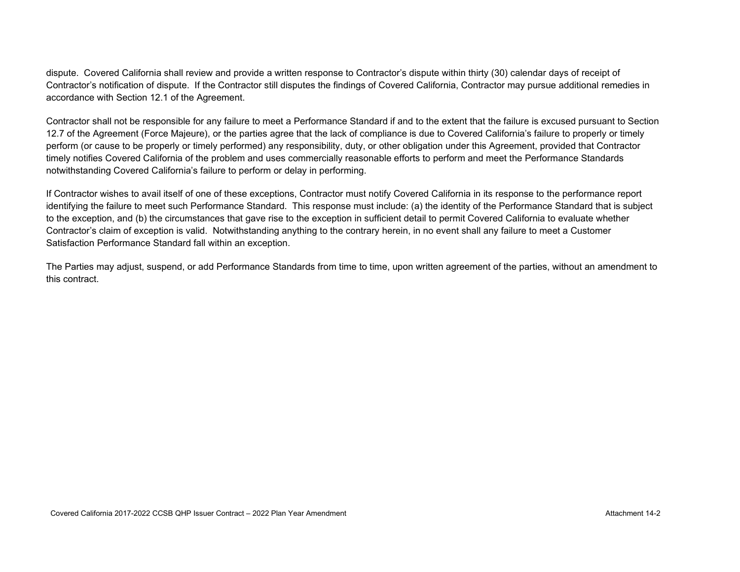dispute. Covered California shall review and provide a written response to Contractor's dispute within thirty (30) calendar days of receipt of Contractor's notification of dispute. If the Contractor still disputes the findings of Covered California, Contractor may pursue additional remedies in accordance with Section 12.1 of the Agreement.

Contractor shall not be responsible for any failure to meet a Performance Standard if and to the extent that the failure is excused pursuant to Section 12.7 of the Agreement (Force Majeure), or the parties agree that the lack of compliance is due to Covered California's failure to properly or timely perform (or cause to be properly or timely performed) any responsibility, duty, or other obligation under this Agreement, provided that Contractor timely notifies Covered California of the problem and uses commercially reasonable efforts to perform and meet the Performance Standards notwithstanding Covered California's failure to perform or delay in performing.

If Contractor wishes to avail itself of one of these exceptions, Contractor must notify Covered California in its response to the performance report identifying the failure to meet such Performance Standard. This response must include: (a) the identity of the Performance Standard that is subject to the exception, and (b) the circumstances that gave rise to the exception in sufficient detail to permit Covered California to evaluate whether Contractor's claim of exception is valid. Notwithstanding anything to the contrary herein, in no event shall any failure to meet a Customer Satisfaction Performance Standard fall within an exception.

The Parties may adjust, suspend, or add Performance Standards from time to time, upon written agreement of the parties, without an amendment to this contract.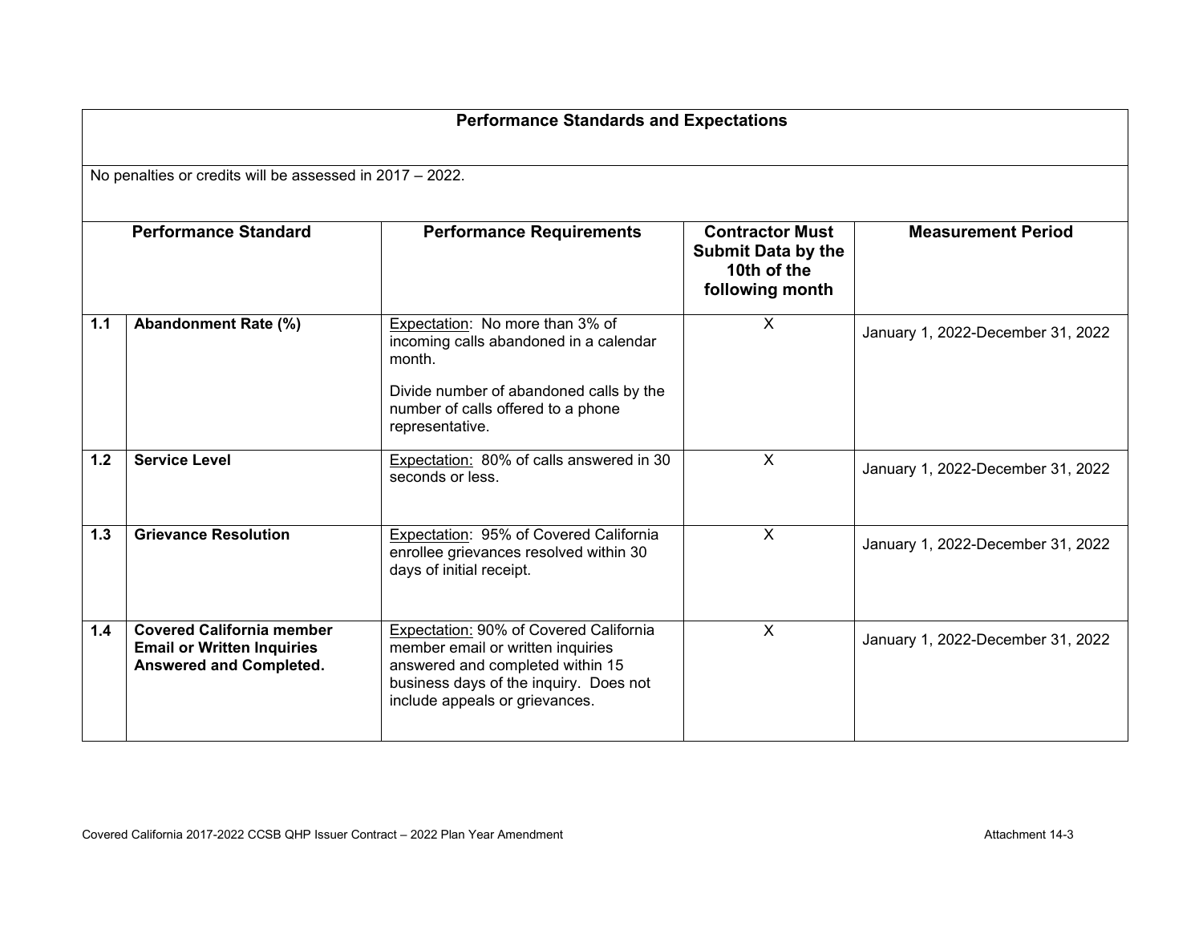## Performance Standards and Expectations

No penalties or credits will be assessed in 2017 – 2022.

| | Performance Standard | Performance Requirements | Contractor Must Submit Data by the 10th of the following month | Measurement Period |
|---|---|---|---|---|
| 1.1 | **Abandonment Rate (%)** | Expectation: No more than 3% of incoming calls abandoned in a calendar month.<br><br>Divide number of abandoned calls by the number of calls offered to a phone representative. | X | January 1, 2022-December 31, 2022 |
| 1.2 | **Service Level** | Expectation: 80% of calls answered in 30 seconds or less. | X | January 1, 2022-December 31, 2022 |
| 1.3 | **Grievance Resolution** | Expectation: 95% of Covered California enrollee grievances resolved within 30 days of initial receipt. | X | January 1, 2022-December 31, 2022 |
| 1.4 | **Covered California member Email or Written Inquiries Answered and Completed.** | Expectation: 90% of Covered California member email or written inquiries answered and completed within 15 business days of the inquiry. Does not include appeals or grievances. | X | January 1, 2022-December 31, 2022 |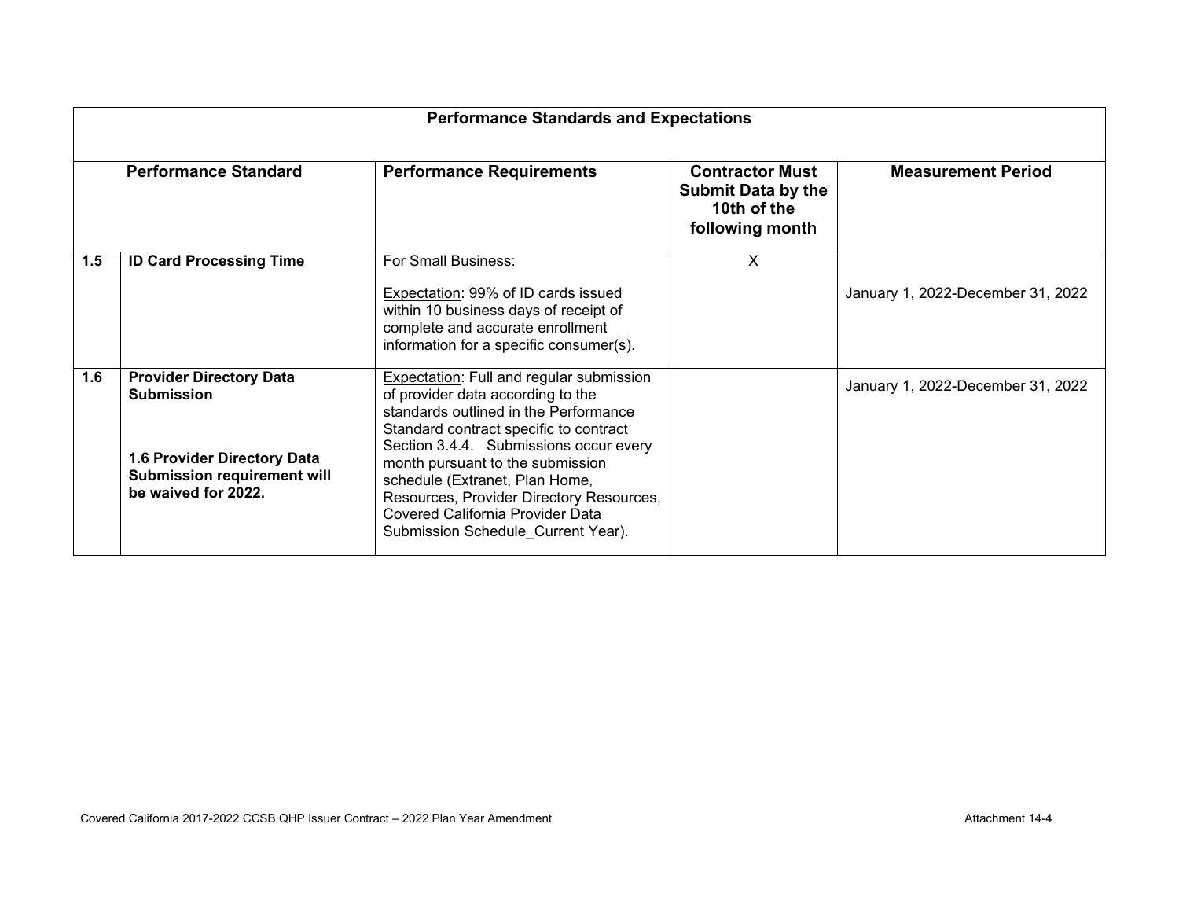| Performance Standards and Expectations | | | | |
|---|---|---|---|---|
| **Performance Standard** | | **Performance Requirements** | **Contractor Must Submit Data by the 10th of the following month** | **Measurement Period** |
| **1.5** | **ID Card Processing Time** | For Small Business:<br><br><u>Expectation</u>: 99% of ID cards issued within 10 business days of receipt of complete and accurate enrollment information for a specific consumer(s). | X | January 1, 2022-December 31, 2022 |
| **1.6** | **Provider Directory Data Submission**<br><br>**1.6 Provider Directory Data Submission requirement will be waived for 2022.** | <u>Expectation</u>: Full and regular submission of provider data according to the standards outlined in the Performance Standard contract specific to contract Section 3.4.4. Submissions occur every month pursuant to the submission schedule (Extranet, Plan Home, Resources, Provider Directory Resources, Covered California Provider Data Submission Schedule_Current Year). | | January 1, 2022-December 31, 2022 |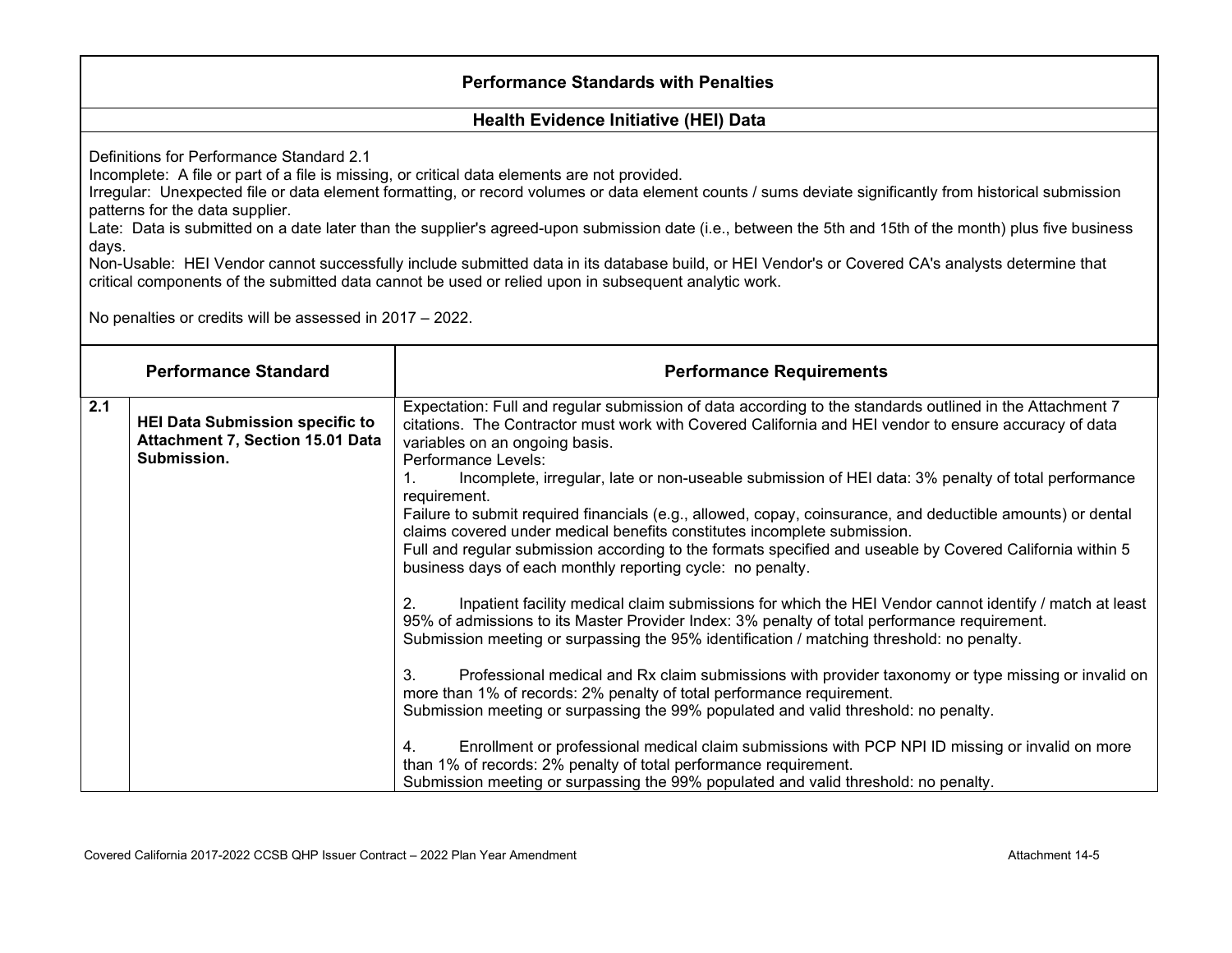## Performance Standards with Penalties

### Health Evidence Initiative (HEI) Data

Definitions for Performance Standard 2.1
Incomplete: A file or part of a file is missing, or critical data elements are not provided.
Irregular: Unexpected file or data element formatting, or record volumes or data element counts / sums deviate significantly from historical submission patterns for the data supplier.
Late: Data is submitted on a date later than the supplier's agreed-upon submission date (i.e., between the 5th and 15th of the month) plus five business days.
Non-Usable: HEI Vendor cannot successfully include submitted data in its database build, or HEI Vendor's or Covered CA's analysts determine that critical components of the submitted data cannot be used or relied upon in subsequent analytic work.

No penalties or credits will be assessed in 2017 – 2022.

| | Performance Standard | Performance Requirements |
|---|---|---|
| 2.1 | **HEI Data Submission specific to Attachment 7, Section 15.01 Data Submission.** | Expectation: Full and regular submission of data according to the standards outlined in the Attachment 7 citations. The Contractor must work with Covered California and HEI vendor to ensure accuracy of data variables on an ongoing basis.<br>Performance Levels:<br>1. Incomplete, irregular, late or non-useable submission of HEI data: 3% penalty of total performance requirement.<br>Failure to submit required financials (e.g., allowed, copay, coinsurance, and deductible amounts) or dental claims covered under medical benefits constitutes incomplete submission.<br>Full and regular submission according to the formats specified and useable by Covered California within 5 business days of each monthly reporting cycle: no penalty.<br><br>2. Inpatient facility medical claim submissions for which the HEI Vendor cannot identify / match at least 95% of admissions to its Master Provider Index: 3% penalty of total performance requirement.<br>Submission meeting or surpassing the 95% identification / matching threshold: no penalty.<br><br>3. Professional medical and Rx claim submissions with provider taxonomy or type missing or invalid on more than 1% of records: 2% penalty of total performance requirement.<br>Submission meeting or surpassing the 99% populated and valid threshold: no penalty.<br><br>4. Enrollment or professional medical claim submissions with PCP NPI ID missing or invalid on more than 1% of records: 2% penalty of total performance requirement.<br>Submission meeting or surpassing the 99% populated and valid threshold: no penalty. |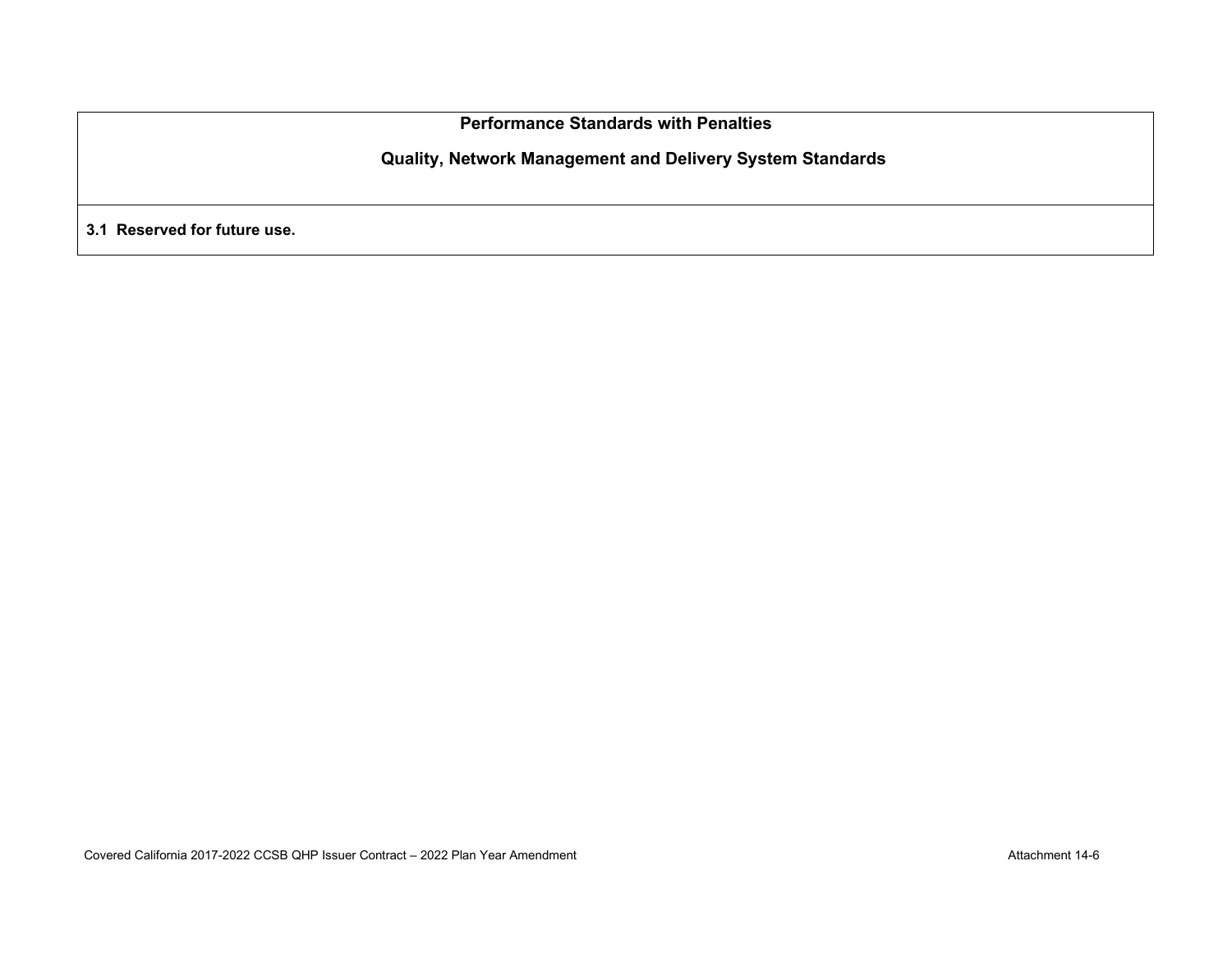| Performance Standards with Penalties<br><br>Quality, Network Management and Delivery System Standards |
|---|
| **3.1 Reserved for future use.** |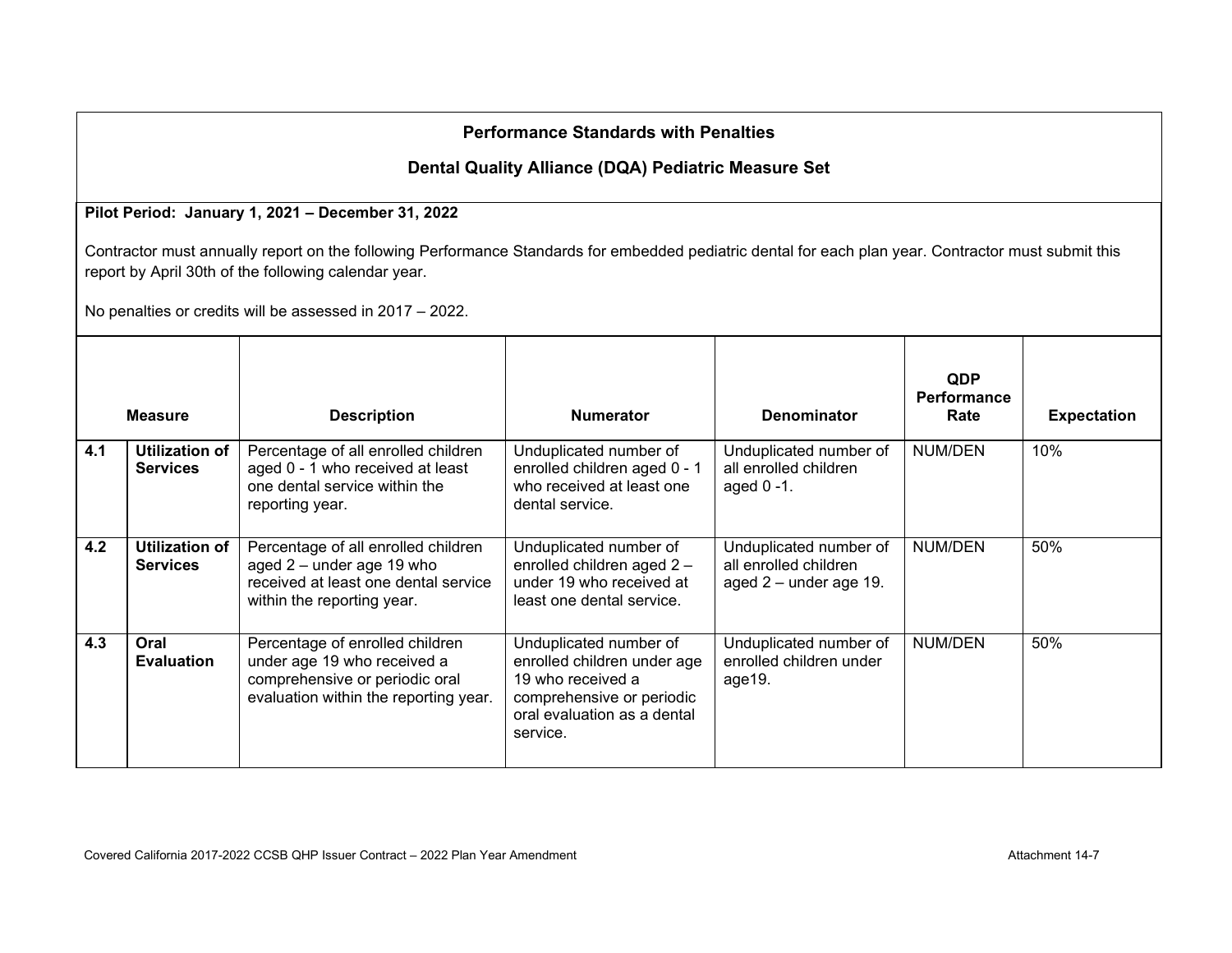## Performance Standards with Penalties

## Dental Quality Alliance (DQA) Pediatric Measure Set

**Pilot Period: January 1, 2021 – December 31, 2022**

Contractor must annually report on the following Performance Standards for embedded pediatric dental for each plan year. Contractor must submit this report by April 30th of the following calendar year.

No penalties or credits will be assessed in 2017 – 2022.

| Measure | | Description | Numerator | Denominator | QDP Performance Rate | Expectation |
|---|---|---|---|---|---|---|
| **4.1** | **Utilization of Services** | Percentage of all enrolled children aged 0 - 1 who received at least one dental service within the reporting year. | Unduplicated number of enrolled children aged 0 - 1 who received at least one dental service. | Unduplicated number of all enrolled children aged 0 -1. | NUM/DEN | 10% |
| **4.2** | **Utilization of Services** | Percentage of all enrolled children aged 2 – under age 19 who received at least one dental service within the reporting year. | Unduplicated number of enrolled children aged 2 – under 19 who received at least one dental service. | Unduplicated number of all enrolled children aged 2 – under age 19. | NUM/DEN | 50% |
| **4.3** | **Oral Evaluation** | Percentage of enrolled children under age 19 who received a comprehensive or periodic oral evaluation within the reporting year. | Unduplicated number of enrolled children under age 19 who received a comprehensive or periodic oral evaluation as a dental service. | Unduplicated number of enrolled children under age19. | NUM/DEN | 50% |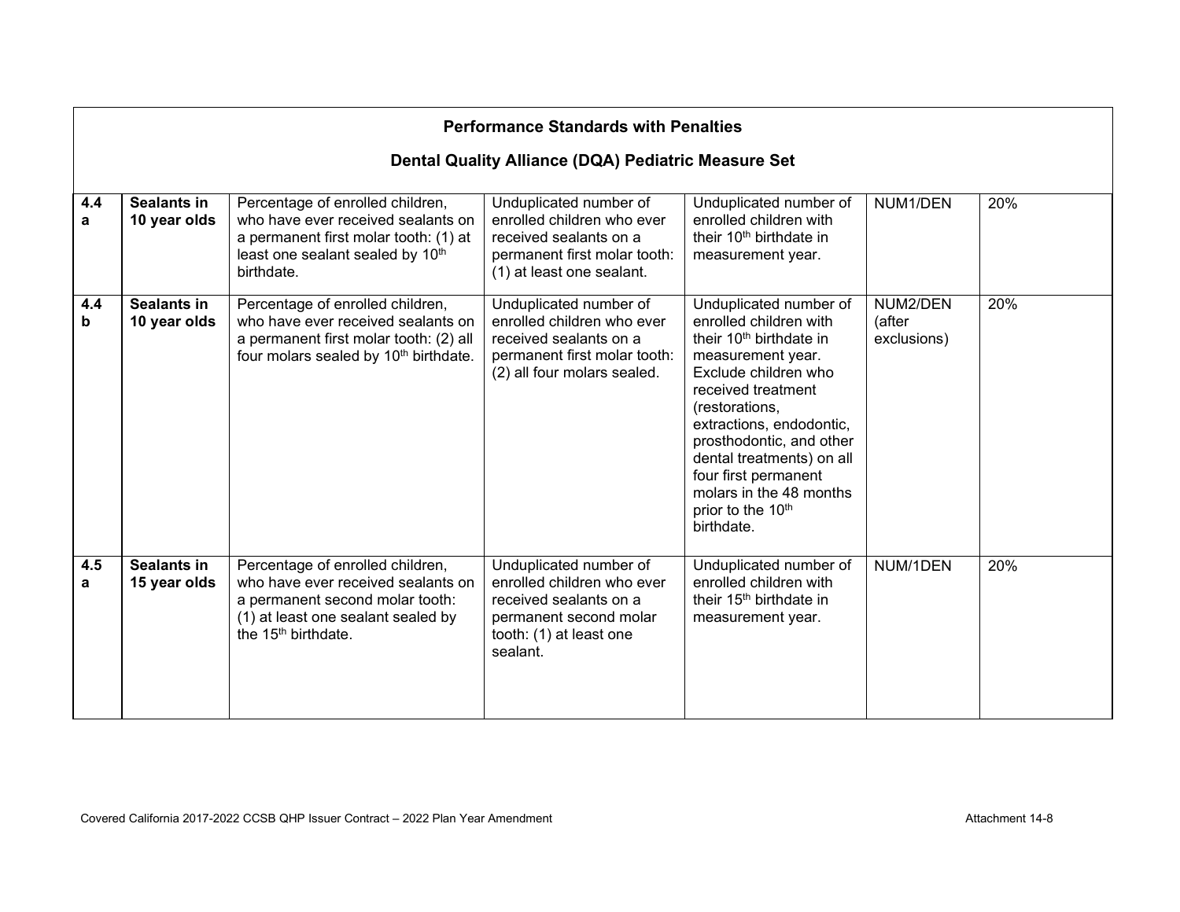## Performance Standards with Penalties

### Dental Quality Alliance (DQA) Pediatric Measure Set

| | | | | | | |
|---|---|---|---|---|---|---|
| **4.4 a** | **Sealants in 10 year olds** | Percentage of enrolled children, who have ever received sealants on a permanent first molar tooth: (1) at least one sealant sealed by 10th birthdate. | Unduplicated number of enrolled children who ever received sealants on a permanent first molar tooth: (1) at least one sealant. | Unduplicated number of enrolled children with their 10th birthdate in measurement year. | NUM1/DEN | 20% |
| **4.4 b** | **Sealants in 10 year olds** | Percentage of enrolled children, who have ever received sealants on a permanent first molar tooth: (2) all four molars sealed by 10th birthdate. | Unduplicated number of enrolled children who ever received sealants on a permanent first molar tooth: (2) all four molars sealed. | Unduplicated number of enrolled children with their 10th birthdate in measurement year. Exclude children who received treatment (restorations, extractions, endodontic, prosthodontic, and other dental treatments) on all four first permanent molars in the 48 months prior to the 10th birthdate. | NUM2/DEN (after exclusions) | 20% |
| **4.5 a** | **Sealants in 15 year olds** | Percentage of enrolled children, who have ever received sealants on a permanent second molar tooth: (1) at least one sealant sealed by the 15th birthdate. | Unduplicated number of enrolled children who ever received sealants on a permanent second molar tooth: (1) at least one sealant. | Unduplicated number of enrolled children with their 15th birthdate in measurement year. | NUM/1DEN | 20% |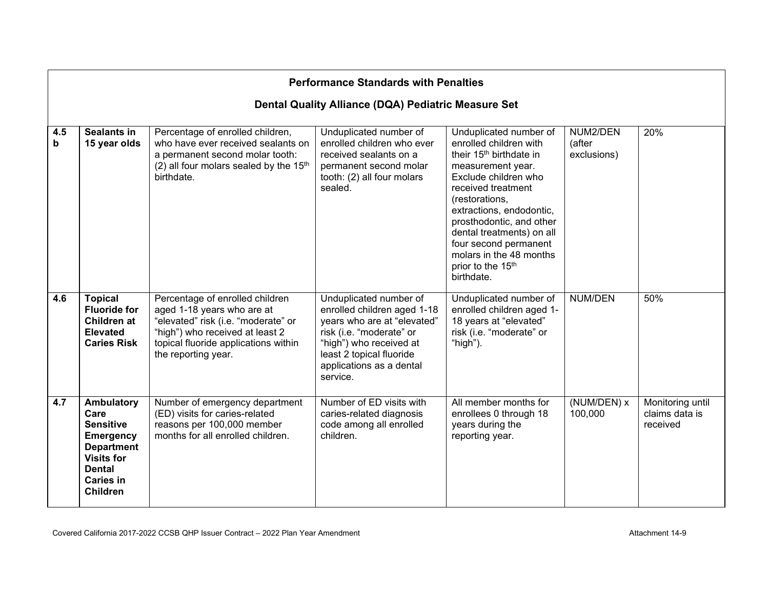## Performance Standards with Penalties

### Dental Quality Alliance (DQA) Pediatric Measure Set

| | | | | | | |
|---|---|---|---|---|---|---|
| **4.5 b** | **Sealants in 15 year olds** | Percentage of enrolled children, who have ever received sealants on a permanent second molar tooth: (2) all four molars sealed by the 15th birthdate. | Unduplicated number of enrolled children who ever received sealants on a permanent second molar tooth: (2) all four molars sealed. | Unduplicated number of enrolled children with their 15th birthdate in measurement year. Exclude children who received treatment (restorations, extractions, endodontic, prosthodontic, and other dental treatments) on all four second permanent molars in the 48 months prior to the 15th birthdate. | NUM2/DEN (after exclusions) | 20% |
| **4.6** | **Topical Fluoride for Children at Elevated Caries Risk** | Percentage of enrolled children aged 1-18 years who are at "elevated" risk (i.e. "moderate" or "high") who received at least 2 topical fluoride applications within the reporting year. | Unduplicated number of enrolled children aged 1-18 years who are at "elevated" risk (i.e. "moderate" or "high") who received at least 2 topical fluoride applications as a dental service. | Unduplicated number of enrolled children aged 1-18 years at "elevated" risk (i.e. "moderate" or "high"). | NUM/DEN | 50% |
| **4.7** | **Ambulatory Care Sensitive Emergency Department Visits for Dental Caries in Children** | Number of emergency department (ED) visits for caries-related reasons per 100,000 member months for all enrolled children. | Number of ED visits with caries-related diagnosis code among all enrolled children. | All member months for enrollees 0 through 18 years during the reporting year. | (NUM/DEN) x 100,000 | Monitoring until claims data is received |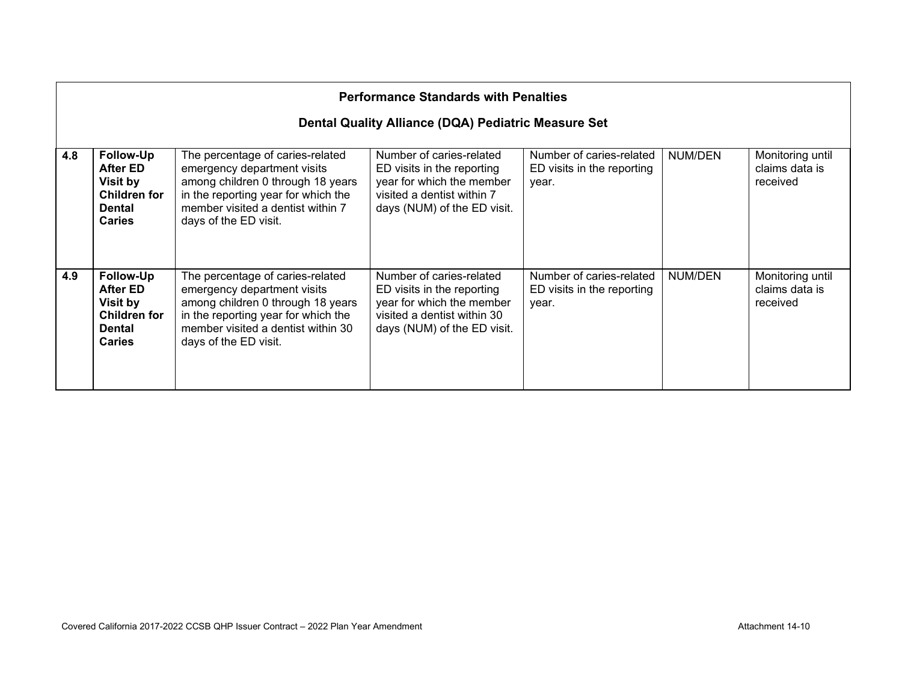## Performance Standards with Penalties

### Dental Quality Alliance (DQA) Pediatric Measure Set

| | | | | | | |
|---|---|---|---|---|---|---|
| 4.8 | **Follow-Up After ED Visit by Children for Dental Caries** | The percentage of caries-related emergency department visits among children 0 through 18 years in the reporting year for which the member visited a dentist within 7 days of the ED visit. | Number of caries-related ED visits in the reporting year for which the member visited a dentist within 7 days (NUM) of the ED visit. | Number of caries-related ED visits in the reporting year. | NUM/DEN | Monitoring until claims data is received |
| 4.9 | **Follow-Up After ED Visit by Children for Dental Caries** | The percentage of caries-related emergency department visits among children 0 through 18 years in the reporting year for which the member visited a dentist within 30 days of the ED visit. | Number of caries-related ED visits in the reporting year for which the member visited a dentist within 30 days (NUM) of the ED visit. | Number of caries-related ED visits in the reporting year. | NUM/DEN | Monitoring until claims data is received |